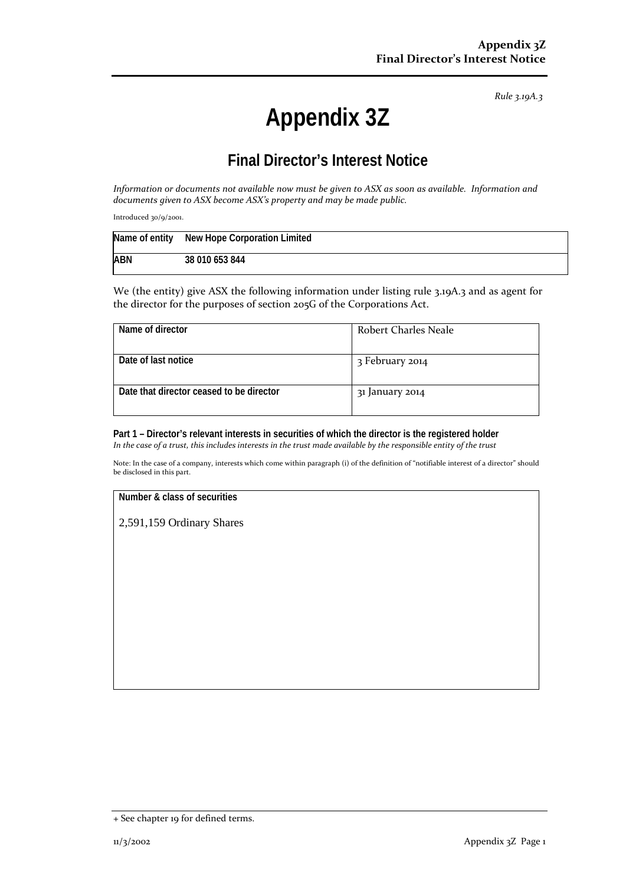*Rule 3.19A.3*

# Appendix 3Z

## Final Director's Interest Notice

*Information or documents not available now must be given to ASX as soon as available. Information and documents given to ASX become ASX's property and may be made public.*

Introduced 30/9/2001.

| Name of entity | New Hope Corporation Limited |
|---|---|
| ABN | 38 010 653 844 |

We (the entity) give ASX the following information under listing rule 3.19A.3 and as agent for the director for the purposes of section 205G of the Corporations Act.

| Name of director | Robert Charles Neale |
|---|---|
| Date of last notice | 3 February 2014 |
| Date that director ceased to be director | 31 January 2014 |

**Part 1 – Director's relevant interests in securities of which the director is the registered holder**
*In the case of a trust, this includes interests in the trust made available by the responsible entity of the trust*

Note: In the case of a company, interests which come within paragraph (i) of the definition of "notifiable interest of a director" should be disclosed in this part.

| Number & class of securities |
|---|
| 2,591,159 Ordinary Shares |

+ See chapter 19 for defined terms.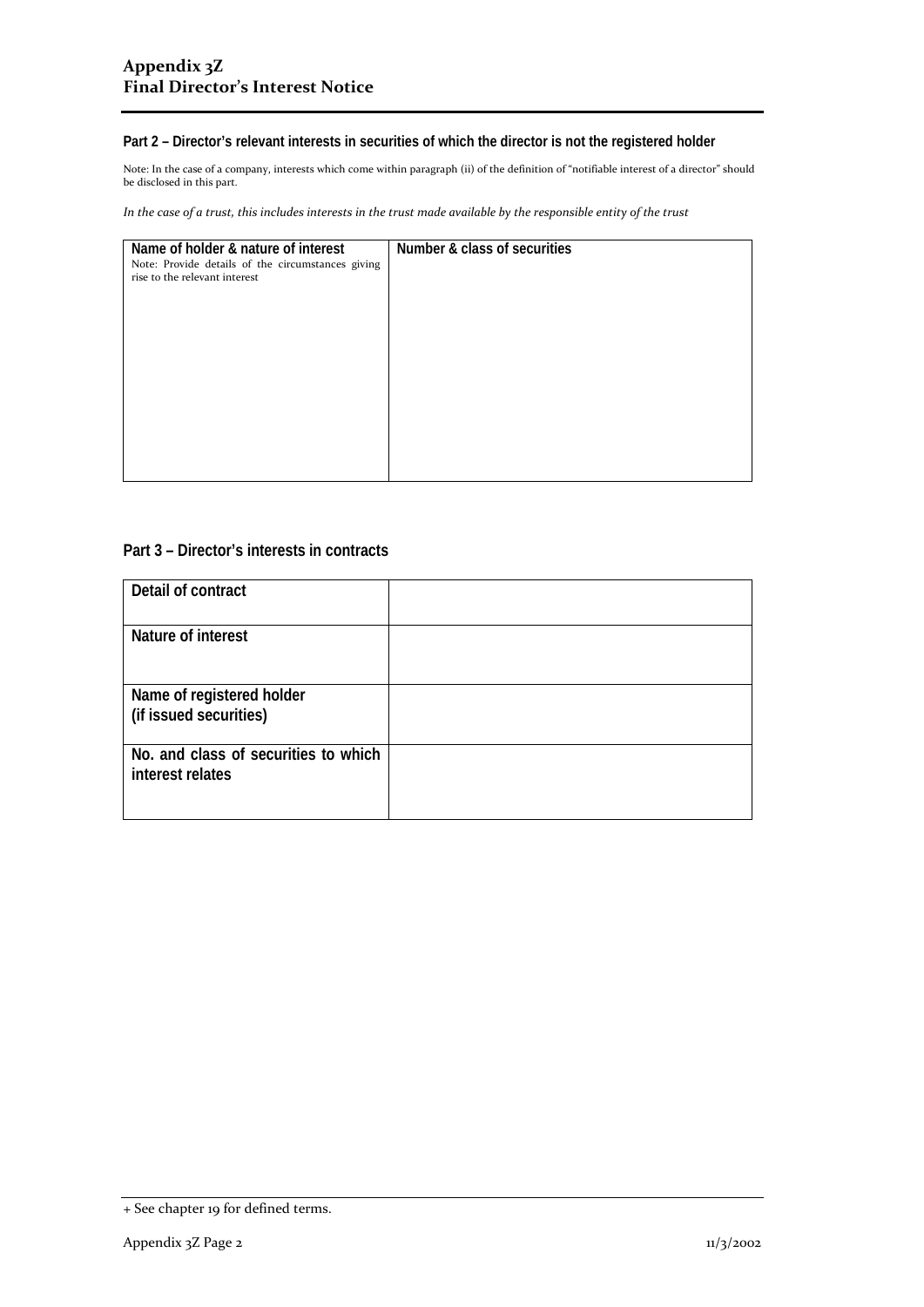## Part 2 – Director's relevant interests in securities of which the director is not the registered holder

Note: In the case of a company, interests which come within paragraph (ii) of the definition of "notifiable interest of a director" should be disclosed in this part.

*In the case of a trust, this includes interests in the trust made available by the responsible entity of the trust*

| Name of holder & nature of interest<br>Note: Provide details of the circumstances giving rise to the relevant interest | Number & class of securities |
|---|---|
| | |

## Part 3 – Director's interests in contracts

| | |
|---|---|
| Detail of contract | |
| Nature of interest | |
| Name of registered holder<br>(if issued securities) | |
| No. and class of securities to which interest relates | |

+ See chapter 19 for defined terms.